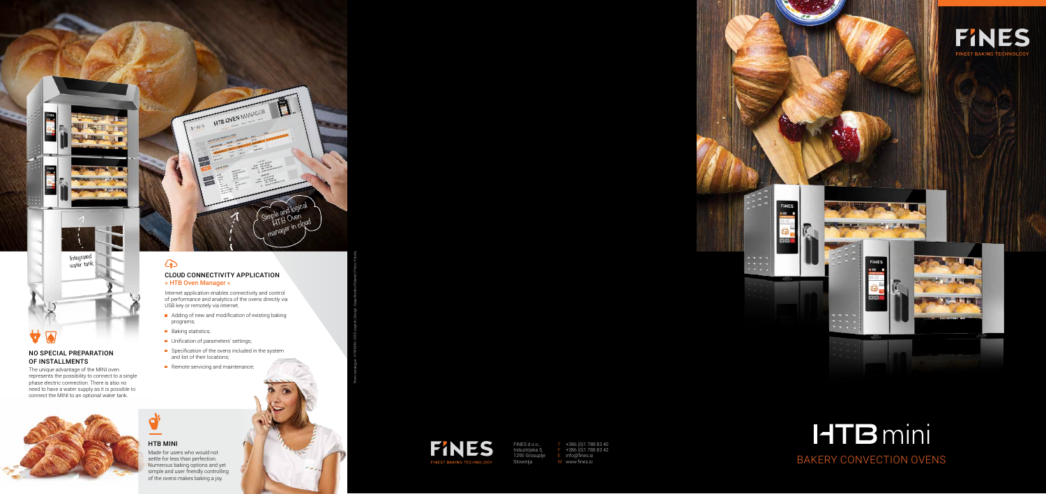Integrated water tank

Simple and logical HTB Oven manager in cloud

## NO SPECIAL PREPARATION OF INSTALLMENTS

The unique advantage of the MINI oven represents the possibility to connect to a single phase electric connection. There is also no need to have a water supply as it is possible to connect the MINI to an optional water tank.

## CLOUD CONNECTIVITY APPLICATION

» HTB Oven Manager »

Internet application enables connectivity and control of performance and analytics of the ovens directly via USB key or remotely via internet.

- Adding of new and modification of existing baking programs;
- Baking statistics;
- Unification of parameters' settings;
- Specification of the ovens included in the system and list of their locations;
- Remote servicing and maintenance;

## HTB MINI

Made for users who would not settle for less than perfection. Numerous baking options and yet simple and user friendly controlling of the ovens makes baking a joy.

FINES
FINEST BAKING TECHNOLOGY

FINES d.o.o.,
Industrijska 5,
1290 Grosuplje
Slovenija

T +386 (0)1 788 83 40
F +386 (0)1 788 83 42
E info@fines.si
W www.fines.si

FINES
FINEST BAKING TECHNOLOGY

# HTB mini

BAKERY CONVECTION OVENS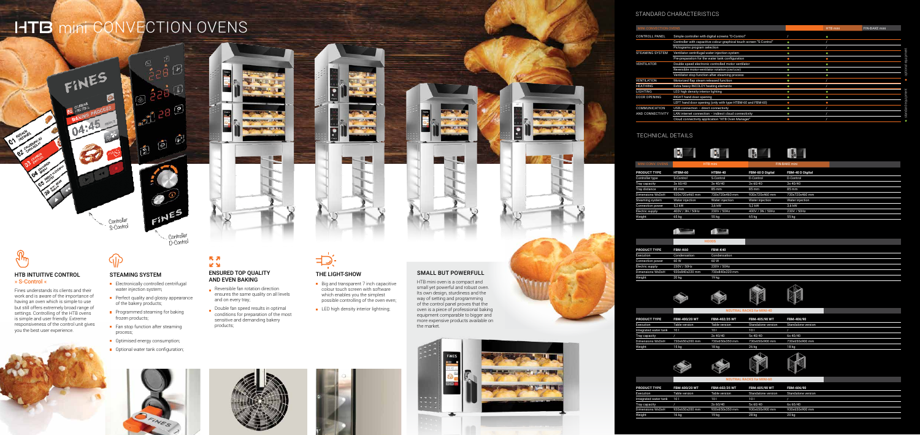# HTB mini CONVECTION OVENS

Controller S-Control

Controller D-Control

### HTB INTUITIVE CONTROL » S-Control «

Fines understands its clients and their work and is aware of the importance of having an oven which is simple to use but still offers extremely broad range of settings. Controlling of the HTB ovens is simple and user friendly. Extreme responsiveness of the control unit gives you the best user experience.

### STEAMING SYSTEM

- Electronically controlled centrifugal water injection system;
- Perfect quality and glossy appearance of the bakery products;
- Programmed steaming for baking frozen products;
- Fan stop function after steaming process;
- Optimised energy consumption;
- Optional water tank configuration;

### ENSURED TOP QUALITY AND EVEN BAKING

- Reversible fan rotation direction ensures the same quality on all levels and on every tray;
- Double fan speed results in optimal conditions for preparation of the most sensitive and demanding bakery products;

### THE LIGHT-SHOW

- Big and transparent 7 inch capacitive colour touch screen with software which enables you the simplest possible controlling of the oven even;
- LED high density interior lightning;

### SMALL BUT POWERFULL

HTB mini oven is a compact and small yet powerful and robust oven. Its own design, sturdiness and the way of setting and programming of the control panel proves that the oven is a piece of professional baking equipment comparable to bigger and more expensive products available on the market.

## STANDARD CHARACTERISTICS

| MINI CONVECTION OVENS | | HTB mini | FIN-BAKE mini |
|---|---|---|---|
| CONTROLL PANEL | Simple controller with digital screens "D-Control" | / | ● |
| | Controller with capacitive colour graphical touch screen "S-Control" | ● | / |
| | Pictograms program selection | ● | / |
| STEAMING SYSTEM | Ventilator centrifugal water injection system | ● | ● |
| | Pre-preparation for the water tank configuration | ● | ● |
| VENTILATOR | Double speed electronic controlled motor ventilator | ● | ● |
| | Reversible motor-ventilator rotation (cw/ccw) | ● | ● |
| | Ventilator stop function after steaming process | ● | ● |
| VENTILATION | Motorized flap steam released function | ● | / |
| HEATHING | Extra heavy INCOLOY heating elements | ● | / |
| LIGHTING | LED high density interior lighting | ● | ● |
| DOOR OPENING | RIGHT hand door opening | ● | ● |
| | LEFT hand door opening (only with type HTBM-60 and FBM-60) | ● | ● |
| COMMUNICATION | USB connection – direct connectivity | ● | / |
| AND CONNECTIVITY | LAN internet connection – indirect cloud connectivity | ● | / |
| | Cloud connectivity application "HTB Oven Manager" | ● | / |

● optional equipment
● standard equipment

## TECHNICAL DETAILS

| MINI CONV. OVENS | HTB mini | | FIN-BAKE mini | |
|---|---|---|---|---|
| PRODUCT TYPE | HTBM-60 | HTBM-40 | FBM-60 D Digital | FBM-40 D Digital |
| Controller type | S-Control | S-Control | D-Control | D-Control |
| Tray capacity | 3x 60/40 | 3x 40/40 | 3x 60/40 | 3x 40/40 |
| Tray distance | 85 mm | 85 mm | 85 mm | 85 mm |
| Dimensions WxDxH | 930x720x460 mm | 730x720x460 mm | 930x720x460 mm | 730x720x460 mm |
| Steaming system | Water injection | Water injection | Water injection | Water injection |
| Connection power | 5,2 kW | 3,6 kW | 5,2 kW | 3,6 kW |
| Electric supply | 400V / 3N / 50Hz | 230V / 50Hz | 400V / 3N / 50Hz | 230V / 50Hz |
| Weight | 65 kg | 55 kg | 65 kg | 55 kg |

| HOODS | | |
|---|---|---|
| PRODUCT TYPE | FBM-K60 | FBM-K40 |
| Execution | Condensation | Condensation |
| Connection power | 60 W | 60 W |
| Electric supply | 230V / 50Hz | 230V / 50Hz |
| Dimensions WxDxH | 930x840x220 mm | 730x840x220 mm |
| Weight | 20 kg | 19 kg |

| NEUTRAL RACKS for MINI-40 | | | | |
|---|---|---|---|---|
| PRODUCT TYPE | FBM-400/20 WT | FBM-402/35 WT | FBM-405/90 WT | FBM-406/90 |
| Execution | Table version | Table version | Standalone version | Standalone version |
| Integrated water tank | 10 l | 10 l | 10 l | / |
| Tray capacity | / | 2x 40/40 | 5x 40/40 | 6x 40/40 |
| Dimensions WxDxH | 730x650x200 mm | 730x650x350 mm | 730x650x900 mm | 730x650x900 mm |
| Weight | 15 kg | 18 kg | 26 kg | 18 kg |

| NEUTRAL RACKS for MINI-60 | | | | |
|---|---|---|---|---|
| PRODUCT TYPE | FBM-600/20 WT | FBM-602/35 WT | FBM-605/90 WT | FBM-606/90 |
| Execution | Table version | Table version | Standalone version | Standalone version |
| Integrated water tank | 10 l | 10 l | 10 l | / |
| Tray capacity | / | 2x 60/40 | 5x 60/40 | 6x 60/40 |
| Dimensions WxDxH | 930x650x200 mm | 930x650x350 mm | 930x650x900 mm | 930x650x900 mm |
| Weight | 16 kg | 19 kg | 28 kg | 20 kg |